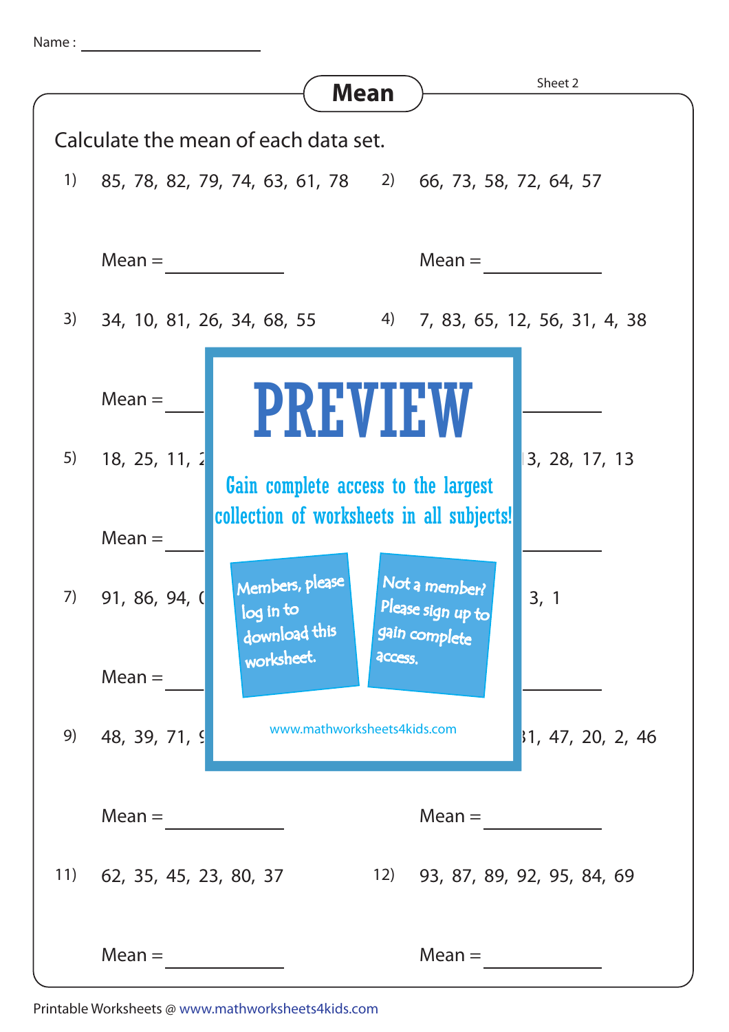Name : ____________________

# Mean

Sheet 2

Calculate the mean of each data set.

1) 85, 78, 82, 79, 74, 63, 61, 78

Mean = __________

2) 66, 73, 58, 72, 64, 57

Mean = __________

3) 34, 10, 81, 26, 34, 68, 55

Mean = __________

4) 7, 83, 65, 12, 56, 31, 4, 38

Mean = __________

5) 18, 25, 11, 2

Mean = __________

6) 3, 28, 17, 13

Mean = __________

7) 91, 86, 94, (

Mean = __________

8) 3, 1

Mean = __________

9) 48, 39, 71, 9

Mean = __________

10) 1, 47, 20, 2, 46

Mean = __________

11) 62, 35, 45, 23, 80, 37

Mean = __________

12) 93, 87, 89, 92, 95, 84, 69

Mean = __________

PREVIEW

Gain complete access to the largest collection of worksheets in all subjects!

Members, please log in to download this worksheet.

Not a member? Please sign up to gain complete access.

www.mathworksheets4kids.com

Printable Worksheets @ www.mathworksheets4kids.com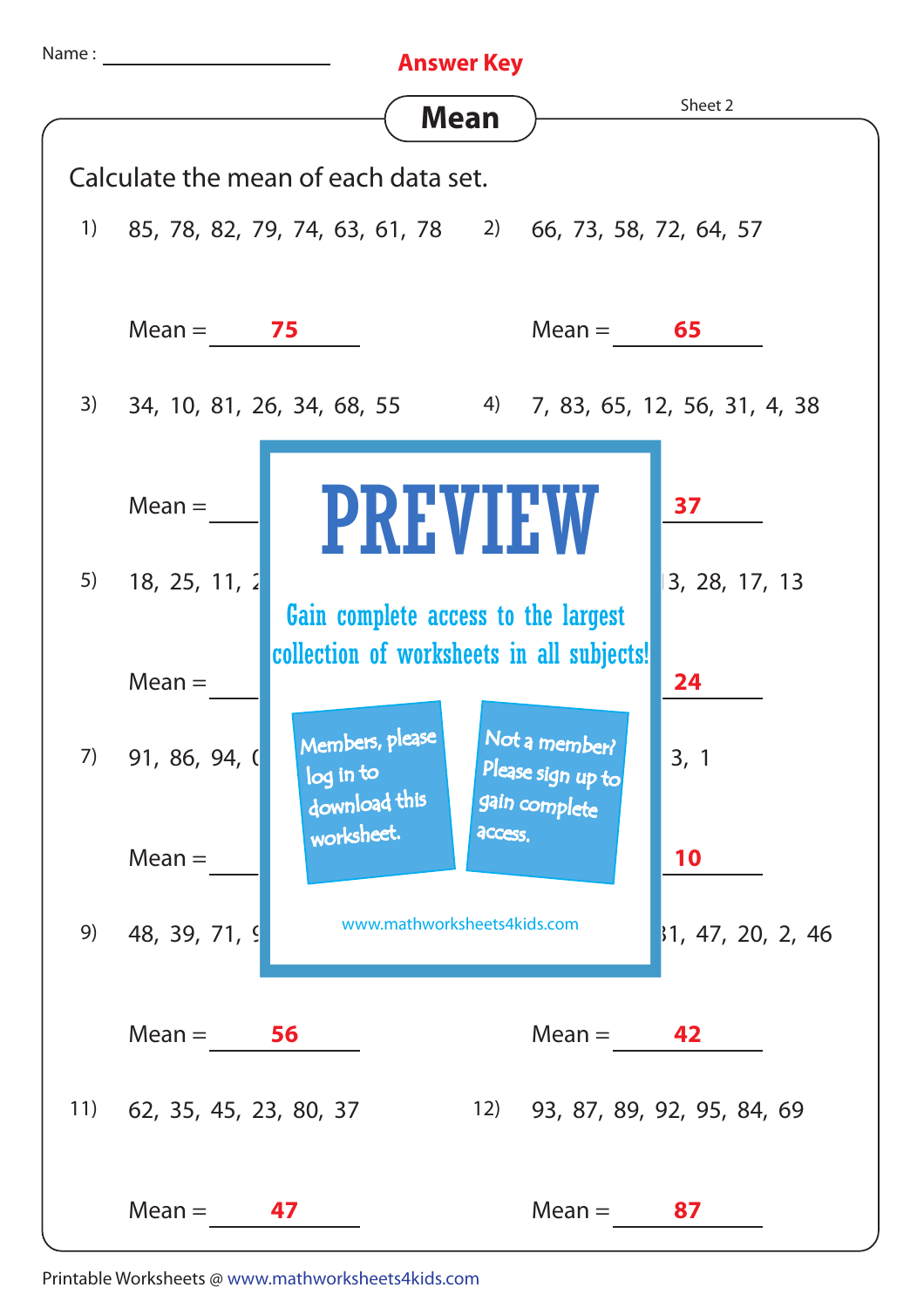Name : ____________________

**Answer Key**

# Mean

Sheet 2

Calculate the mean of each data set.

1) 85, 78, 82, 79, 74, 63, 61, 78

Mean = **75**

2) 66, 73, 58, 72, 64, 57

Mean = **65**

3) 34, 10, 81, 26, 34, 68, 55

Mean =

4) 7, 83, 65, 12, 56, 31, 4, 38

Mean = **37**

5) 18, 25, 11, 2

Mean =

6) 3, 28, 17, 13

Mean = **24**

7) 91, 86, 94, 0

Mean =

8) 3, 1

Mean = **10**

9) 48, 39, 71, 9

Mean = **56**

10) 1, 47, 20, 2, 46

Mean = **42**

11) 62, 35, 45, 23, 80, 37

Mean = **47**

12) 93, 87, 89, 92, 95, 84, 69

Mean = **87**

PREVIEW

Gain complete access to the largest collection of worksheets in all subjects!

Members, please log in to download this worksheet.

Not a member? Please sign up to gain complete access.

www.mathworksheets4kids.com

Printable Worksheets @ www.mathworksheets4kids.com